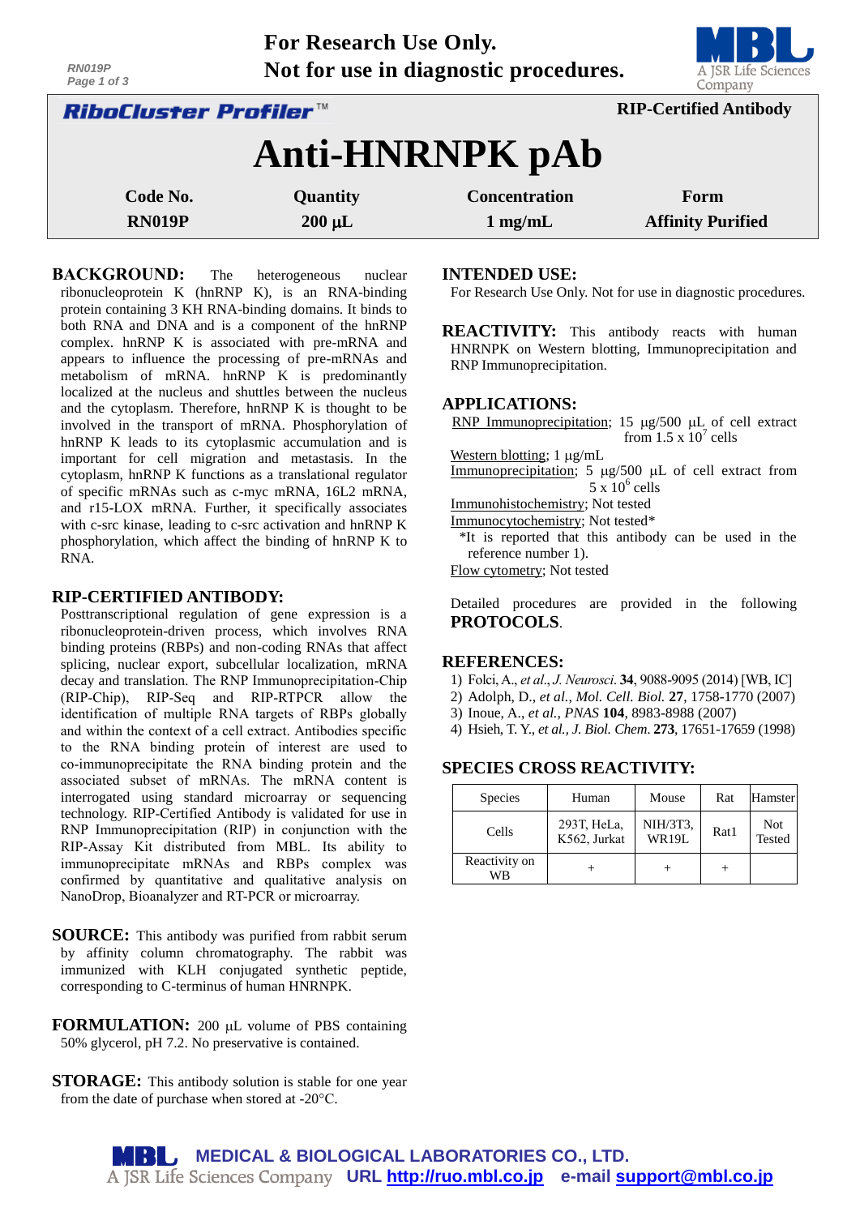**For Research Use Only.**
**Not for use in diagnostic procedures.**

**RiboCluster Profiler™** — **RIP-Certified Antibody**

# Anti-HNRNPK pAb

| Code No. | Quantity | Concentration | Form |
|---|---|---|---|
| RN019P | 200 μL | 1 mg/mL | Affinity Purified |

**BACKGROUND:** The heterogeneous nuclear ribonucleoprotein K (hnRNP K), is an RNA-binding protein containing 3 KH RNA-binding domains. It binds to both RNA and DNA and is a component of the hnRNP complex. hnRNP K is associated with pre-mRNA and appears to influence the processing of pre-mRNAs and metabolism of mRNA. hnRNP K is predominantly localized at the nucleus and shuttles between the nucleus and the cytoplasm. Therefore, hnRNP K is thought to be involved in the transport of mRNA. Phosphorylation of hnRNP K leads to its cytoplasmic accumulation and is important for cell migration and metastasis. In the cytoplasm, hnRNP K functions as a translational regulator of specific mRNAs such as c-myc mRNA, 16L2 mRNA, and r15-LOX mRNA. Further, it specifically associates with c-src kinase, leading to c-src activation and hnRNP K phosphorylation, which affect the binding of hnRNP K to RNA.

## RIP-CERTIFIED ANTIBODY:

Posttranscriptional regulation of gene expression is a ribonucleoprotein-driven process, which involves RNA binding proteins (RBPs) and non-coding RNAs that affect splicing, nuclear export, subcellular localization, mRNA decay and translation. The RNP Immunoprecipitation-Chip (RIP-Chip), RIP-Seq and RIP-RTPCR allow the identification of multiple RNA targets of RBPs globally and within the context of a cell extract. Antibodies specific to the RNA binding protein of interest are used to co-immunoprecipitate the RNA binding protein and the associated subset of mRNAs. The mRNA content is interrogated using standard microarray or sequencing technology. RIP-Certified Antibody is validated for use in RNP Immunoprecipitation (RIP) in conjunction with the RIP-Assay Kit distributed from MBL. Its ability to immunoprecipitate mRNAs and RBPs complex was confirmed by quantitative and qualitative analysis on NanoDrop, Bioanalyzer and RT-PCR or microarray.

**SOURCE:** This antibody was purified from rabbit serum by affinity column chromatography. The rabbit was immunized with KLH conjugated synthetic peptide, corresponding to C-terminus of human HNRNPK.

**FORMULATION:** 200 μL volume of PBS containing 50% glycerol, pH 7.2. No preservative is contained.

**STORAGE:** This antibody solution is stable for one year from the date of purchase when stored at -20°C.

## INTENDED USE:

For Research Use Only. Not for use in diagnostic procedures.

**REACTIVITY:** This antibody reacts with human HNRNPK on Western blotting, Immunoprecipitation and RNP Immunoprecipitation.

## APPLICATIONS:

RNP Immunoprecipitation; 15 μg/500 μL of cell extract from $1.5 \times 10^7$ cells
Western blotting; 1 μg/mL
Immunoprecipitation; 5 μg/500 μL of cell extract from $5 \times 10^6$ cells
Immunohistochemistry; Not tested
Immunocytochemistry; Not tested*
*It is reported that this antibody can be used in the reference number 1).
Flow cytometry; Not tested

Detailed procedures are provided in the following **PROTOCOLS**.

## REFERENCES:

1) Folci, A., *et al.*, *J. Neurosci.* **34**, 9088-9095 (2014) [WB, IC]
2) Adolph, D., *et al., Mol. Cell. Biol.* **27**, 1758-1770 (2007)
3) Inoue, A., *et al., PNAS* **104**, 8983-8988 (2007)
4) Hsieh, T. Y., *et al., J. Biol. Chem.* **273**, 17651-17659 (1998)

## SPECIES CROSS REACTIVITY:

| Species | Human | Mouse | Rat | Hamster |
|---|---|---|---|---|
| Cells | 293T, HeLa, K562, Jurkat | NIH/3T3, WR19L | Rat1 | Not Tested |
| Reactivity on WB | + | + | + | |

**MEDICAL & BIOLOGICAL LABORATORIES CO., LTD.**
A JSR Life Sciences Company URL http://ruo.mbl.co.jp e-mail support@mbl.co.jp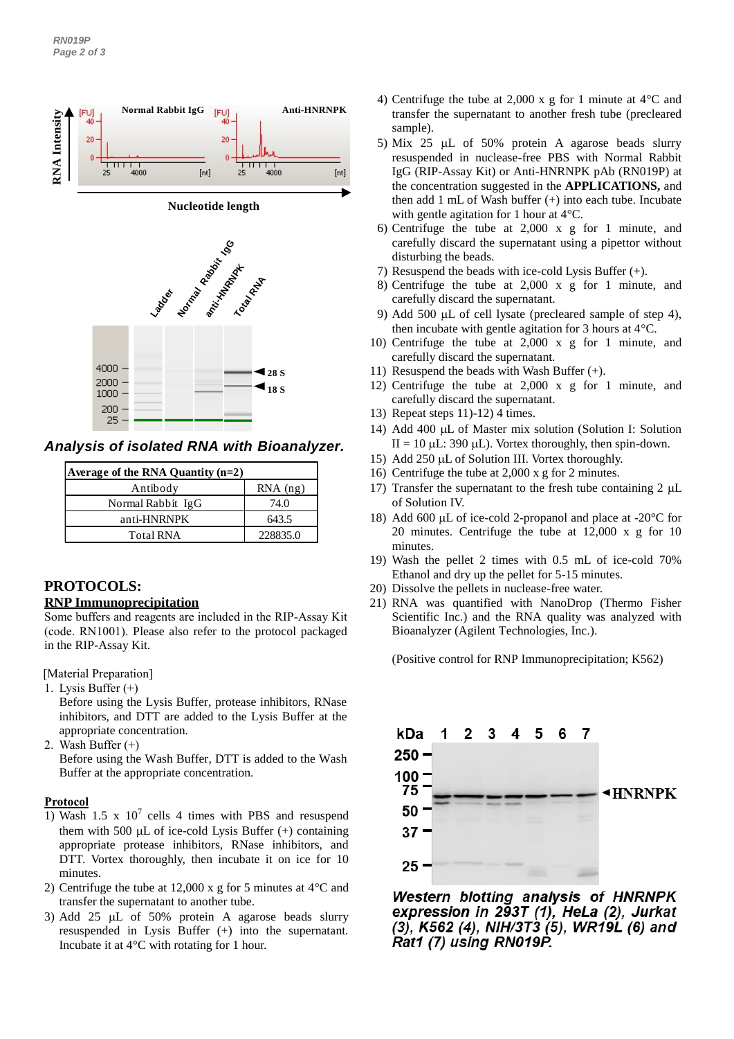*Analysis of isolated RNA with Bioanalyzer.*

| Average of the RNA Quantity (n=2) | |
|---|---|
| Antibody | RNA (ng) |
| Normal Rabbit IgG | 74.0 |
| anti-HNRNPK | 643.5 |
| Total RNA | 228835.0 |

## PROTOCOLS:

### RNP Immunoprecipitation

Some buffers and reagents are included in the RIP-Assay Kit (code. RN1001). Please also refer to the protocol packaged in the RIP-Assay Kit.

[Material Preparation]

1. Lysis Buffer (+)
   Before using the Lysis Buffer, protease inhibitors, RNase inhibitors, and DTT are added to the Lysis Buffer at the appropriate concentration.
2. Wash Buffer (+)
   Before using the Wash Buffer, DTT is added to the Wash Buffer at the appropriate concentration.

**Protocol**

1) Wash 1.5 x $10^7$ cells 4 times with PBS and resuspend them with 500 µL of ice-cold Lysis Buffer (+) containing appropriate protease inhibitors, RNase inhibitors, and DTT. Vortex thoroughly, then incubate it on ice for 10 minutes.
2) Centrifuge the tube at 12,000 x g for 5 minutes at 4°C and transfer the supernatant to another tube.
3) Add 25 µL of 50% protein A agarose beads slurry resuspended in Lysis Buffer (+) into the supernatant. Incubate it at 4°C with rotating for 1 hour.
4) Centrifuge the tube at 2,000 x g for 1 minute at 4°C and transfer the supernatant to another fresh tube (precleared sample).
5) Mix 25 µL of 50% protein A agarose beads slurry resuspended in nuclease-free PBS with Normal Rabbit IgG (RIP-Assay Kit) or Anti-HNRNPK pAb (RN019P) at the concentration suggested in the **APPLICATIONS,** and then add 1 mL of Wash buffer (+) into each tube. Incubate with gentle agitation for 1 hour at 4°C.
6) Centrifuge the tube at 2,000 x g for 1 minute, and carefully discard the supernatant using a pipettor without disturbing the beads.
7) Resuspend the beads with ice-cold Lysis Buffer (+).
8) Centrifuge the tube at 2,000 x g for 1 minute, and carefully discard the supernatant.
9) Add 500 µL of cell lysate (precleared sample of step 4), then incubate with gentle agitation for 3 hours at 4°C.
10) Centrifuge the tube at 2,000 x g for 1 minute, and carefully discard the supernatant.
11) Resuspend the beads with Wash Buffer (+).
12) Centrifuge the tube at 2,000 x g for 1 minute, and carefully discard the supernatant.
13) Repeat steps 11)-12) 4 times.
14) Add 400 µL of Master mix solution (Solution I: Solution II = 10 µL: 390 µL). Vortex thoroughly, then spin-down.
15) Add 250 µL of Solution III. Vortex thoroughly.
16) Centrifuge the tube at 2,000 x g for 2 minutes.
17) Transfer the supernatant to the fresh tube containing 2 µL of Solution IV.
18) Add 600 µL of ice-cold 2-propanol and place at -20°C for 20 minutes. Centrifuge the tube at 12,000 x g for 10 minutes.
19) Wash the pellet 2 times with 0.5 mL of ice-cold 70% Ethanol and dry up the pellet for 5-15 minutes.
20) Dissolve the pellets in nuclease-free water.
21) RNA was quantified with NanoDrop (Thermo Fisher Scientific Inc.) and the RNA quality was analyzed with Bioanalyzer (Agilent Technologies, Inc.).

(Positive control for RNP Immunoprecipitation; K562)

*Western blotting analysis of HNRNPK expression in 293T (1), HeLa (2), Jurkat (3), K562 (4), NIH/3T3 (5), WR19L (6) and Rat1 (7) using RN019P.*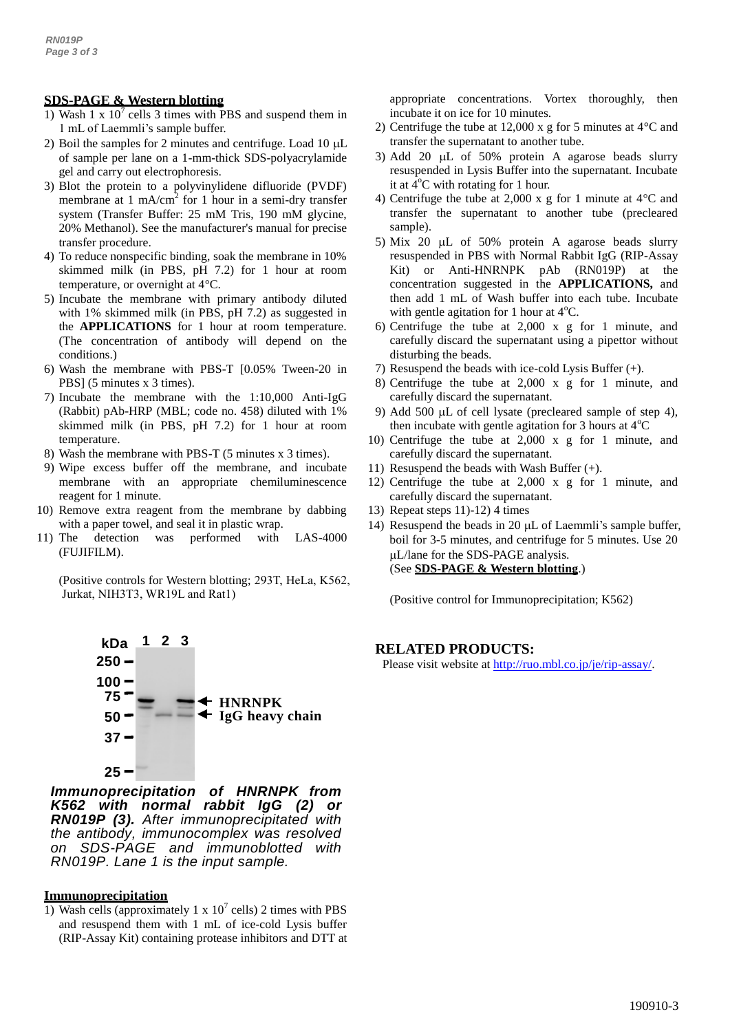## SDS-PAGE & Western blotting

1) Wash 1 x $10^7$ cells 3 times with PBS and suspend them in 1 mL of Laemmli's sample buffer.
2) Boil the samples for 2 minutes and centrifuge. Load 10 μL of sample per lane on a 1-mm-thick SDS-polyacrylamide gel and carry out electrophoresis.
3) Blot the protein to a polyvinylidene difluoride (PVDF) membrane at 1 mA/$cm^2$ for 1 hour in a semi-dry transfer system (Transfer Buffer: 25 mM Tris, 190 mM glycine, 20% Methanol). See the manufacturer's manual for precise transfer procedure.
4) To reduce nonspecific binding, soak the membrane in 10% skimmed milk (in PBS, pH 7.2) for 1 hour at room temperature, or overnight at 4°C.
5) Incubate the membrane with primary antibody diluted with 1% skimmed milk (in PBS, pH 7.2) as suggested in the **APPLICATIONS** for 1 hour at room temperature. (The concentration of antibody will depend on the conditions.)
6) Wash the membrane with PBS-T [0.05% Tween-20 in PBS] (5 minutes x 3 times).
7) Incubate the membrane with the 1:10,000 Anti-IgG (Rabbit) pAb-HRP (MBL; code no. 458) diluted with 1% skimmed milk (in PBS, pH 7.2) for 1 hour at room temperature.
8) Wash the membrane with PBS-T (5 minutes x 3 times).
9) Wipe excess buffer off the membrane, and incubate membrane with an appropriate chemiluminescence reagent for 1 minute.
10) Remove extra reagent from the membrane by dabbing with a paper towel, and seal it in plastic wrap.
11) The detection was performed with LAS-4000 (FUJIFILM).

(Positive controls for Western blotting; 293T, HeLa, K562, Jurkat, NIH3T3, WR19L and Rat1)

kDa 1 2 3
250
100
75
50
37
25
HNRNPK
IgG heavy chain

***Immunoprecipitation of HNRNPK from K562 with normal rabbit IgG (2) or RN019P (3).*** *After immunoprecipitated with the antibody, immunocomplex was resolved on SDS-PAGE and immunoblotted with RN019P. Lane 1 is the input sample.*

## Immunoprecipitation

1) Wash cells (approximately 1 x $10^7$ cells) 2 times with PBS and resuspend them with 1 mL of ice-cold Lysis buffer (RIP-Assay Kit) containing protease inhibitors and DTT at appropriate concentrations. Vortex thoroughly, then incubate it on ice for 10 minutes.
2) Centrifuge the tube at 12,000 x g for 5 minutes at 4°C and transfer the supernatant to another tube.
3) Add 20 μL of 50% protein A agarose beads slurry resuspended in Lysis Buffer into the supernatant. Incubate it at 4°C with rotating for 1 hour.
4) Centrifuge the tube at 2,000 x g for 1 minute at 4°C and transfer the supernatant to another tube (precleared sample).
5) Mix 20 μL of 50% protein A agarose beads slurry resuspended in PBS with Normal Rabbit IgG (RIP-Assay Kit) or Anti-HNRNPK pAb (RN019P) at the concentration suggested in the **APPLICATIONS,** and then add 1 mL of Wash buffer into each tube. Incubate with gentle agitation for 1 hour at 4°C.
6) Centrifuge the tube at 2,000 x g for 1 minute, and carefully discard the supernatant using a pipettor without disturbing the beads.
7) Resuspend the beads with ice-cold Lysis Buffer (+).
8) Centrifuge the tube at 2,000 x g for 1 minute, and carefully discard the supernatant.
9) Add 500 μL of cell lysate (precleared sample of step 4), then incubate with gentle agitation for 3 hours at 4°C
10) Centrifuge the tube at 2,000 x g for 1 minute, and carefully discard the supernatant.
11) Resuspend the beads with Wash Buffer (+).
12) Centrifuge the tube at 2,000 x g for 1 minute, and carefully discard the supernatant.
13) Repeat steps 11)-12) 4 times
14) Resuspend the beads in 20 μL of Laemmli's sample buffer, boil for 3-5 minutes, and centrifuge for 5 minutes. Use 20 μL/lane for the SDS-PAGE analysis.
(See **SDS-PAGE & Western blotting**.)

(Positive control for Immunoprecipitation; K562)

## RELATED PRODUCTS:

Please visit website at http://ruo.mbl.co.jp/je/rip-assay/.

190910-3